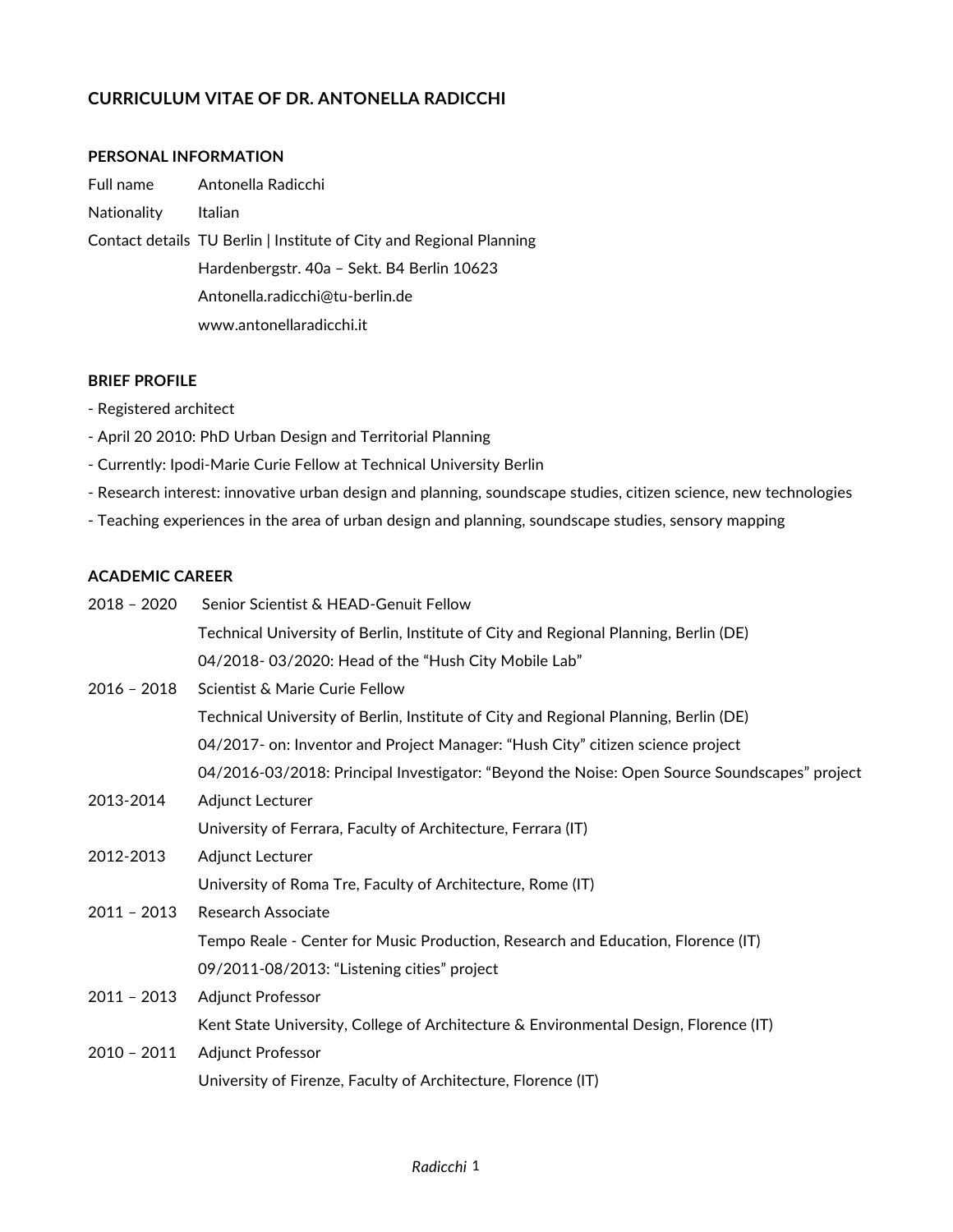# CURRICULUM VITAE OF DR. ANTONELLA RADICCHI

## PERSONAL INFORMATION

| | |
|---|---|
| Full name | Antonella Radicchi |
| Nationality | Italian |
| Contact details | TU Berlin \| Institute of City and Regional Planning<br>Hardenbergstr. 40a – Sekt. B4 Berlin 10623<br>Antonella.radicchi@tu-berlin.de<br>www.antonellaradicchi.it |

## BRIEF PROFILE

- Registered architect
- April 20 2010: PhD Urban Design and Territorial Planning
- Currently: Ipodi-Marie Curie Fellow at Technical University Berlin
- Research interest: innovative urban design and planning, soundscape studies, citizen science, new technologies
- Teaching experiences in the area of urban design and planning, soundscape studies, sensory mapping

## ACADEMIC CAREER

| | |
|---|---|
| 2018 – 2020 | Senior Scientist & HEAD-Genuit Fellow<br>Technical University of Berlin, Institute of City and Regional Planning, Berlin (DE)<br>04/2018- 03/2020: Head of the "Hush City Mobile Lab" |
| 2016 – 2018 | Scientist & Marie Curie Fellow<br>Technical University of Berlin, Institute of City and Regional Planning, Berlin (DE)<br>04/2017- on: Inventor and Project Manager: "Hush City" citizen science project<br>04/2016-03/2018: Principal Investigator: "Beyond the Noise: Open Source Soundscapes" project |
| 2013-2014 | Adjunct Lecturer<br>University of Ferrara, Faculty of Architecture, Ferrara (IT) |
| 2012-2013 | Adjunct Lecturer<br>University of Roma Tre, Faculty of Architecture, Rome (IT) |
| 2011 – 2013 | Research Associate<br>Tempo Reale - Center for Music Production, Research and Education, Florence (IT)<br>09/2011-08/2013: "Listening cities" project |
| 2011 – 2013 | Adjunct Professor<br>Kent State University, College of Architecture & Environmental Design, Florence (IT) |
| 2010 – 2011 | Adjunct Professor<br>University of Firenze, Faculty of Architecture, Florence (IT) |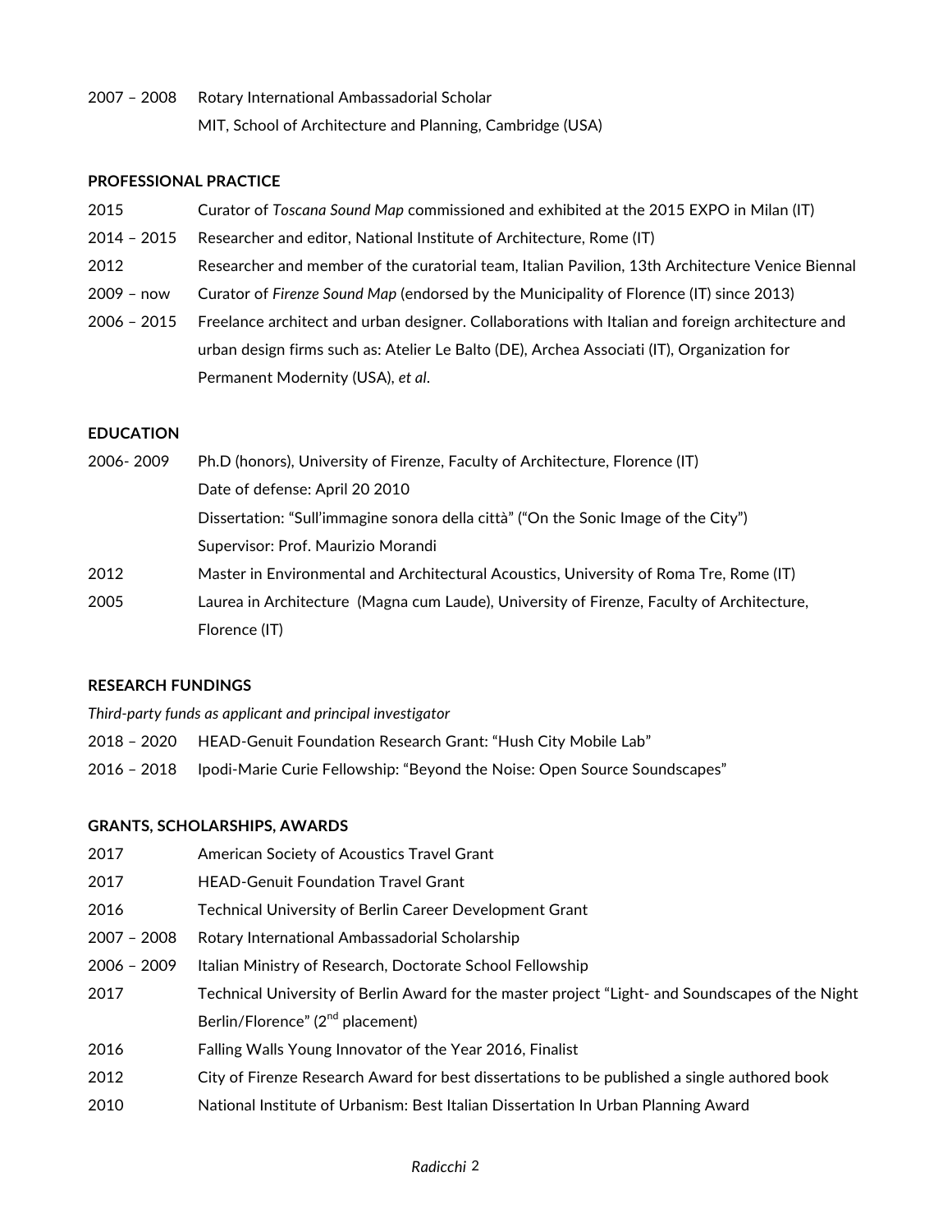2007 – 2008 Rotary International Ambassadorial Scholar
MIT, School of Architecture and Planning, Cambridge (USA)

**PROFESSIONAL PRACTICE**

2015 Curator of *Toscana Sound Map* commissioned and exhibited at the 2015 EXPO in Milan (IT)

2014 – 2015 Researcher and editor, National Institute of Architecture, Rome (IT)

2012 Researcher and member of the curatorial team, Italian Pavilion, 13th Architecture Venice Biennal

2009 – now Curator of *Firenze Sound Map* (endorsed by the Municipality of Florence (IT) since 2013)

2006 – 2015 Freelance architect and urban designer. Collaborations with Italian and foreign architecture and urban design firms such as: Atelier Le Balto (DE), Archea Associati (IT), Organization for Permanent Modernity (USA), *et al*.

**EDUCATION**

2006- 2009 Ph.D (honors), University of Firenze, Faculty of Architecture, Florence (IT)
Date of defense: April 20 2010
Dissertation: "Sull'immagine sonora della città" ("On the Sonic Image of the City")
Supervisor: Prof. Maurizio Morandi

2012 Master in Environmental and Architectural Acoustics, University of Roma Tre, Rome (IT)

2005 Laurea in Architecture (Magna cum Laude), University of Firenze, Faculty of Architecture, Florence (IT)

**RESEARCH FUNDINGS**

*Third-party funds as applicant and principal investigator*

2018 – 2020 HEAD-Genuit Foundation Research Grant: "Hush City Mobile Lab"

2016 – 2018 Ipodi-Marie Curie Fellowship: "Beyond the Noise: Open Source Soundscapes"

**GRANTS, SCHOLARSHIPS, AWARDS**

2017 American Society of Acoustics Travel Grant

2017 HEAD-Genuit Foundation Travel Grant

2016 Technical University of Berlin Career Development Grant

2007 – 2008 Rotary International Ambassadorial Scholarship

2006 – 2009 Italian Ministry of Research, Doctorate School Fellowship

2017 Technical University of Berlin Award for the master project "Light- and Soundscapes of the Night Berlin/Florence" (2nd placement)

2016 Falling Walls Young Innovator of the Year 2016, Finalist

2012 City of Firenze Research Award for best dissertations to be published a single authored book

2010 National Institute of Urbanism: Best Italian Dissertation In Urban Planning Award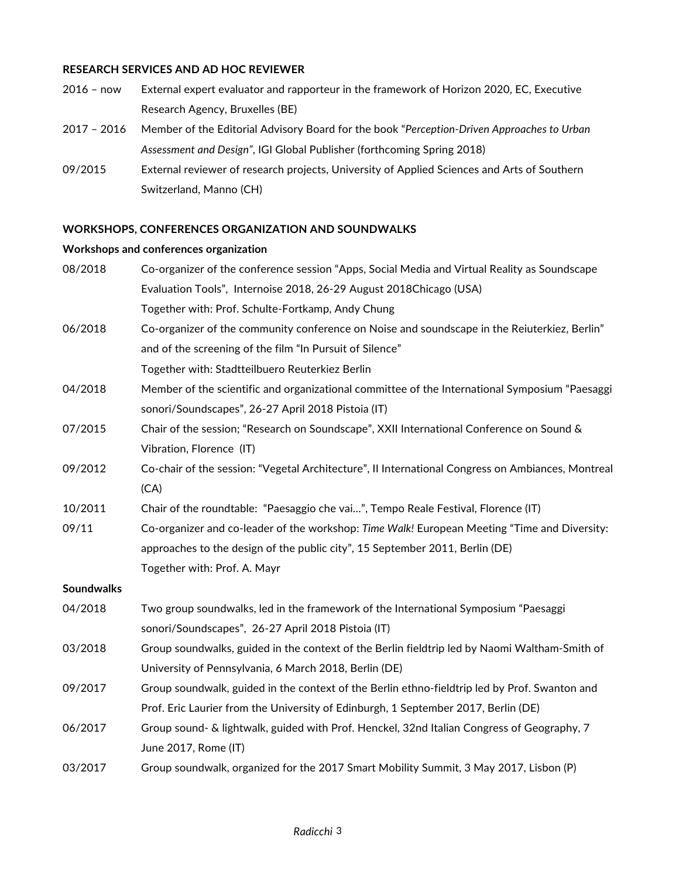**RESEARCH SERVICES AND AD HOC REVIEWER**

2016 – now External expert evaluator and rapporteur in the framework of Horizon 2020, EC, Executive Research Agency, Bruxelles (BE)

2017 – 2016 Member of the Editorial Advisory Board for the book "*Perception-Driven Approaches to Urban Assessment and Design*", IGI Global Publisher (forthcoming Spring 2018)

09/2015 External reviewer of research projects, University of Applied Sciences and Arts of Southern Switzerland, Manno (CH)

**WORKSHOPS, CONFERENCES ORGANIZATION AND SOUNDWALKS**

**Workshops and conferences organization**

08/2018 Co-organizer of the conference session "Apps, Social Media and Virtual Reality as Soundscape Evaluation Tools", Internoise 2018, 26-29 August 2018Chicago (USA)
Together with: Prof. Schulte-Fortkamp, Andy Chung

06/2018 Co-organizer of the community conference on Noise and soundscape in the Reiuterkiez, Berlin" and of the screening of the film "In Pursuit of Silence"
Together with: Stadtteilbuero Reuterkiez Berlin

04/2018 Member of the scientific and organizational committee of the International Symposium "Paesaggi sonori/Soundscapes", 26-27 April 2018 Pistoia (IT)

07/2015 Chair of the session; "Research on Soundscape", XXII International Conference on Sound & Vibration, Florence (IT)

09/2012 Co-chair of the session: "Vegetal Architecture", II International Congress on Ambiances, Montreal (CA)

10/2011 Chair of the roundtable: "Paesaggio che vai…", Tempo Reale Festival, Florence (IT)

09/11 Co-organizer and co-leader of the workshop: *Time Walk!* European Meeting "Time and Diversity: approaches to the design of the public city", 15 September 2011, Berlin (DE)
Together with: Prof. A. Mayr

**Soundwalks**

04/2018 Two group soundwalks, led in the framework of the International Symposium "Paesaggi sonori/Soundscapes", 26-27 April 2018 Pistoia (IT)

03/2018 Group soundwalks, guided in the context of the Berlin fieldtrip led by Naomi Waltham-Smith of University of Pennsylvania, 6 March 2018, Berlin (DE)

09/2017 Group soundwalk, guided in the context of the Berlin ethno-fieldtrip led by Prof. Swanton and Prof. Eric Laurier from the University of Edinburgh, 1 September 2017, Berlin (DE)

06/2017 Group sound- & lightwalk, guided with Prof. Henckel, 32nd Italian Congress of Geography, 7 June 2017, Rome (IT)

03/2017 Group soundwalk, organized for the 2017 Smart Mobility Summit, 3 May 2017, Lisbon (P)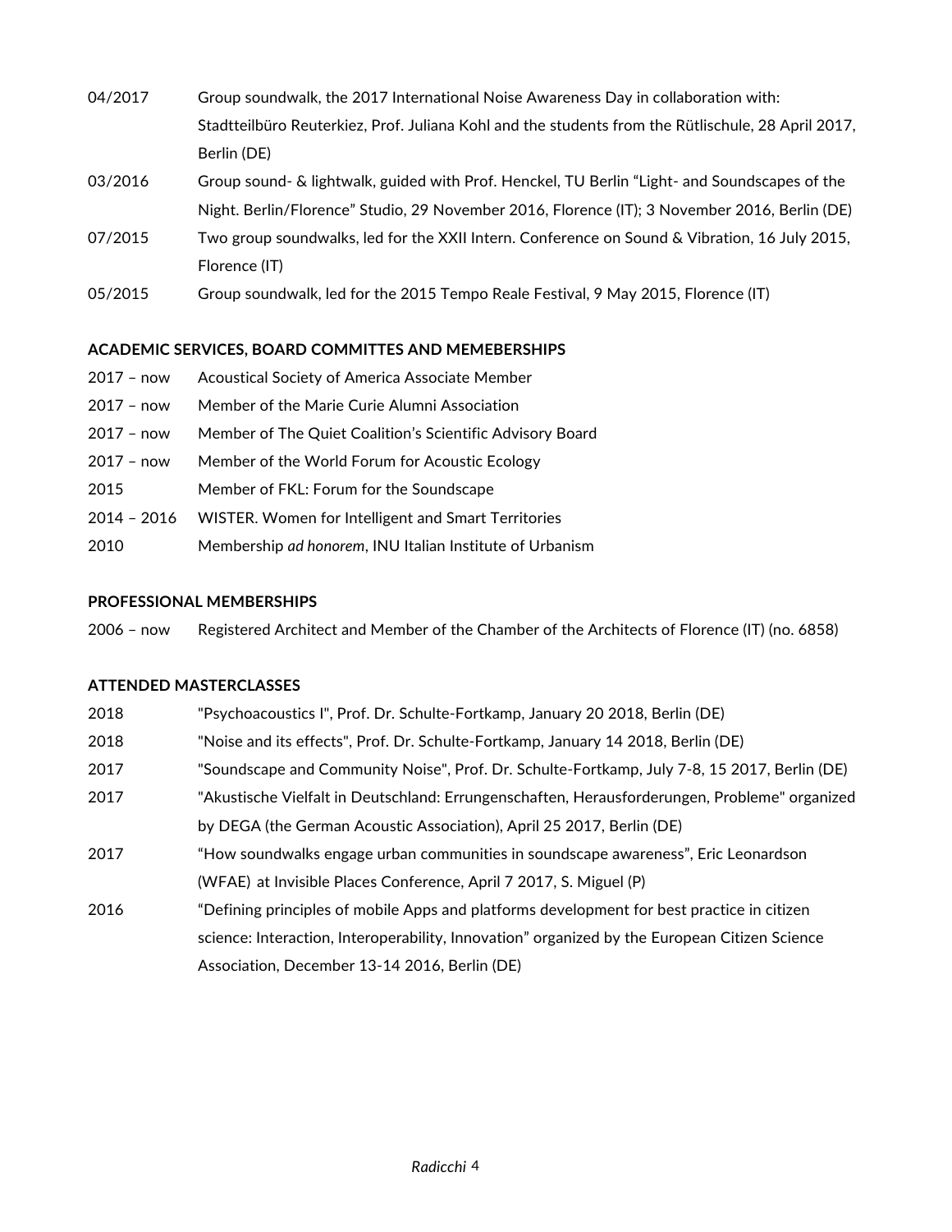04/2017 Group soundwalk, the 2017 International Noise Awareness Day in collaboration with: Stadtteilbüro Reuterkiez, Prof. Juliana Kohl and the students from the Rütlischule, 28 April 2017, Berlin (DE)

03/2016 Group sound- & lightwalk, guided with Prof. Henckel, TU Berlin "Light- and Soundscapes of the Night. Berlin/Florence" Studio, 29 November 2016, Florence (IT); 3 November 2016, Berlin (DE)

07/2015 Two group soundwalks, led for the XXII Intern. Conference on Sound & Vibration, 16 July 2015, Florence (IT)

05/2015 Group soundwalk, led for the 2015 Tempo Reale Festival, 9 May 2015, Florence (IT)

**ACADEMIC SERVICES, BOARD COMMITTES AND MEMEBERSHIPS**

2017 – now Acoustical Society of America Associate Member

2017 – now Member of the Marie Curie Alumni Association

2017 – now Member of The Quiet Coalition's Scientific Advisory Board

2017 – now Member of the World Forum for Acoustic Ecology

2015 Member of FKL: Forum for the Soundscape

2014 – 2016 WISTER. Women for Intelligent and Smart Territories

2010 Membership *ad honorem*, INU Italian Institute of Urbanism

**PROFESSIONAL MEMBERSHIPS**

2006 – now Registered Architect and Member of the Chamber of the Architects of Florence (IT) (no. 6858)

**ATTENDED MASTERCLASSES**

2018 "Psychoacoustics I", Prof. Dr. Schulte-Fortkamp, January 20 2018, Berlin (DE)

2018 "Noise and its effects", Prof. Dr. Schulte-Fortkamp, January 14 2018, Berlin (DE)

2017 "Soundscape and Community Noise", Prof. Dr. Schulte-Fortkamp, July 7-8, 15 2017, Berlin (DE)

2017 "Akustische Vielfalt in Deutschland: Errungenschaften, Herausforderungen, Probleme" organized by DEGA (the German Acoustic Association), April 25 2017, Berlin (DE)

2017 "How soundwalks engage urban communities in soundscape awareness", Eric Leonardson (WFAE) at Invisible Places Conference, April 7 2017, S. Miguel (P)

2016 "Defining principles of mobile Apps and platforms development for best practice in citizen science: Interaction, Interoperability, Innovation" organized by the European Citizen Science Association, December 13-14 2016, Berlin (DE)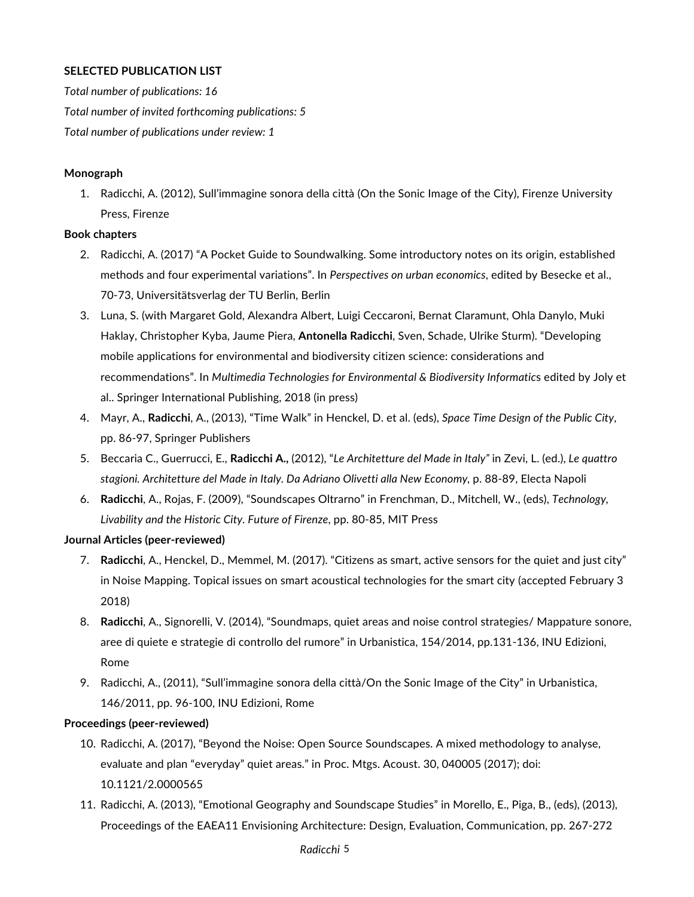**SELECTED PUBLICATION LIST**

*Total number of publications: 16*

*Total number of invited forthcoming publications: 5*

*Total number of publications under review: 1*

**Monograph**

1. Radicchi, A. (2012), Sull'immagine sonora della città (On the Sonic Image of the City), Firenze University Press, Firenze

**Book chapters**

2. Radicchi, A. (2017) "A Pocket Guide to Soundwalking. Some introductory notes on its origin, established methods and four experimental variations". In *Perspectives on urban economics*, edited by Besecke et al., 70-73, Universitätsverlag der TU Berlin, Berlin
3. Luna, S. (with Margaret Gold, Alexandra Albert, Luigi Ceccaroni, Bernat Claramunt, Ohla Danylo, Muki Haklay, Christopher Kyba, Jaume Piera, **Antonella Radicchi**, Sven, Schade, Ulrike Sturm). "Developing mobile applications for environmental and biodiversity citizen science: considerations and recommendations". In *Multimedia Technologies for Environmental & Biodiversity Informatic*s edited by Joly et al.. Springer International Publishing, 2018 (in press)
4. Mayr, A., **Radicchi**, A., (2013), "Time Walk" in Henckel, D. et al. (eds), *Space Time Design of the Public City*, pp. 86-97, Springer Publishers
5. Beccaria C., Guerrucci, E., **Radicchi A.,** (2012), "*Le Architetture del Made in Italy"* in Zevi, L. (ed.), *Le quattro stagioni. Architetture del Made in Italy. Da Adriano Olivetti alla New Economy*, p. 88-89, Electa Napoli
6. **Radicchi**, A., Rojas, F. (2009), "Soundscapes Oltrarno" in Frenchman, D., Mitchell, W., (eds), *Technology, Livability and the Historic City. Future of Firenze*, pp. 80-85, MIT Press

**Journal Articles (peer-reviewed)**

7. **Radicchi**, A., Henckel, D., Memmel, M. (2017). "Citizens as smart, active sensors for the quiet and just city" in Noise Mapping. Topical issues on smart acoustical technologies for the smart city (accepted February 3 2018)
8. **Radicchi**, A., Signorelli, V. (2014), "Soundmaps, quiet areas and noise control strategies/ Mappature sonore, aree di quiete e strategie di controllo del rumore" in Urbanistica, 154/2014, pp.131-136, INU Edizioni, Rome
9. Radicchi, A., (2011), "Sull'immagine sonora della città/On the Sonic Image of the City" in Urbanistica, 146/2011, pp. 96-100, INU Edizioni, Rome

**Proceedings (peer-reviewed)**

10. Radicchi, A. (2017), "Beyond the Noise: Open Source Soundscapes. A mixed methodology to analyse, evaluate and plan "everyday" quiet areas." in Proc. Mtgs. Acoust. 30, 040005 (2017); doi: 10.1121/2.0000565
11. Radicchi, A. (2013), "Emotional Geography and Soundscape Studies" in Morello, E., Piga, B., (eds), (2013), Proceedings of the EAEA11 Envisioning Architecture: Design, Evaluation, Communication, pp. 267-272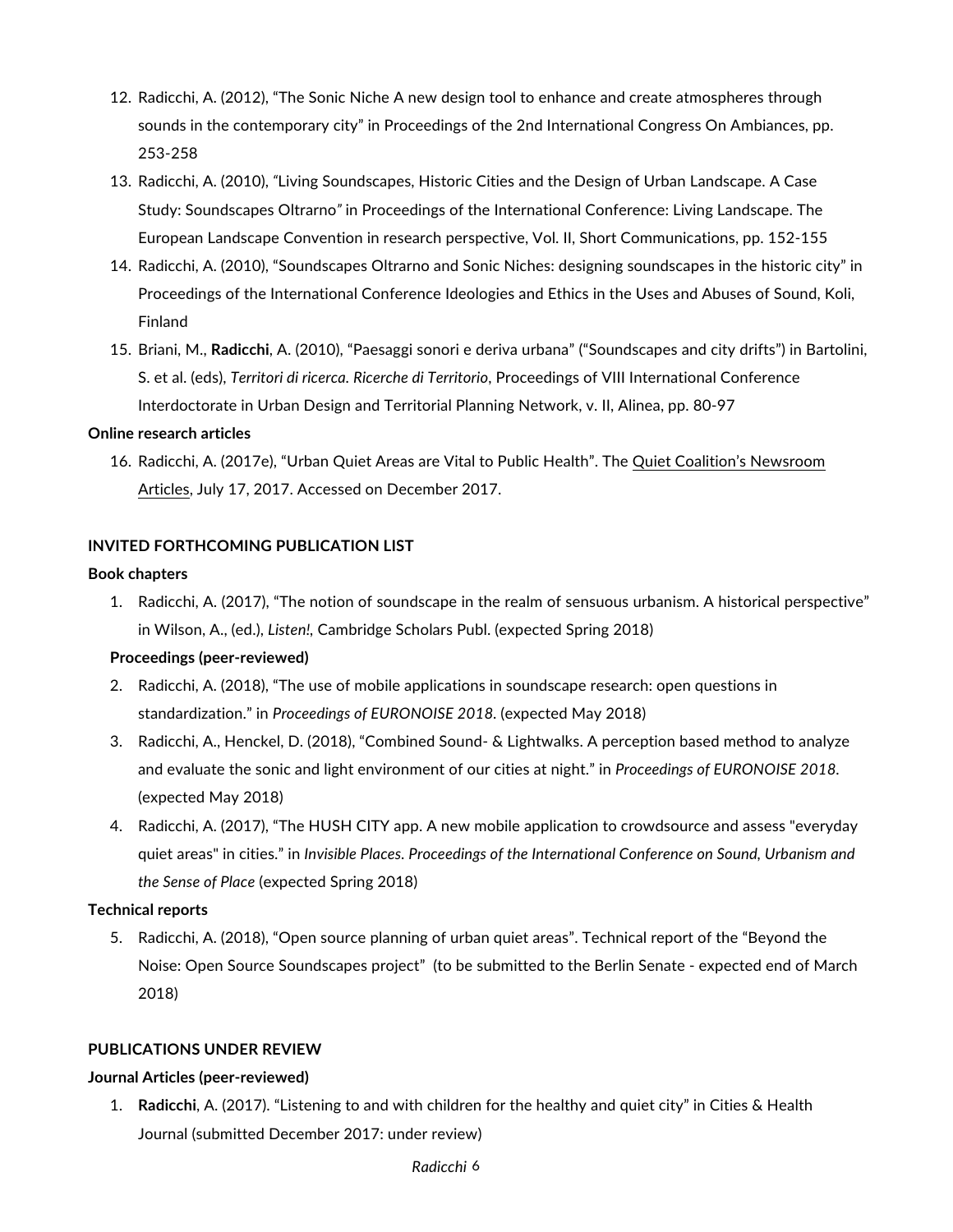12. Radicchi, A. (2012), “The Sonic Niche A new design tool to enhance and create atmospheres through sounds in the contemporary city” in Proceedings of the 2nd International Congress On Ambiances, pp. 253-258
13. Radicchi, A. (2010), “Living Soundscapes, Historic Cities and the Design of Urban Landscape. A Case Study: Soundscapes Oltrarno” in Proceedings of the International Conference: Living Landscape. The European Landscape Convention in research perspective, Vol. II, Short Communications, pp. 152-155
14. Radicchi, A. (2010), “Soundscapes Oltrarno and Sonic Niches: designing soundscapes in the historic city” in Proceedings of the International Conference Ideologies and Ethics in the Uses and Abuses of Sound, Koli, Finland
15. Briani, M., **Radicchi**, A. (2010), “Paesaggi sonori e deriva urbana” (“Soundscapes and city drifts”) in Bartolini, S. et al. (eds), *Territori di ricerca. Ricerche di Territorio*, Proceedings of VIII International Conference Interdoctorate in Urban Design and Territorial Planning Network, v. II, Alinea, pp. 80-97

**Online research articles**

16. Radicchi, A. (2017e), “Urban Quiet Areas are Vital to Public Health”. The Quiet Coalition’s Newsroom Articles, July 17, 2017. Accessed on December 2017.

**INVITED FORTHCOMING PUBLICATION LIST**

**Book chapters**

1. Radicchi, A. (2017), “The notion of soundscape in the realm of sensuous urbanism. A historical perspective” in Wilson, A., (ed.), *Listen!*, Cambridge Scholars Publ. (expected Spring 2018)

**Proceedings (peer-reviewed)**

2. Radicchi, A. (2018), “The use of mobile applications in soundscape research: open questions in standardization.” in *Proceedings of EURONOISE 2018*. (expected May 2018)
3. Radicchi, A., Henckel, D. (2018), “Combined Sound- & Lightwalks. A perception based method to analyze and evaluate the sonic and light environment of our cities at night.” in *Proceedings of EURONOISE 2018*. (expected May 2018)
4. Radicchi, A. (2017), “The HUSH CITY app. A new mobile application to crowdsource and assess "everyday quiet areas" in cities.” in *Invisible Places. Proceedings of the International Conference on Sound, Urbanism and the Sense of Place* (expected Spring 2018)

**Technical reports**

5. Radicchi, A. (2018), “Open source planning of urban quiet areas”. Technical report of the “Beyond the Noise: Open Source Soundscapes project” (to be submitted to the Berlin Senate - expected end of March 2018)

**PUBLICATIONS UNDER REVIEW**

**Journal Articles (peer-reviewed)**

1. **Radicchi**, A. (2017). “Listening to and with children for the healthy and quiet city” in Cities & Health Journal (submitted December 2017: under review)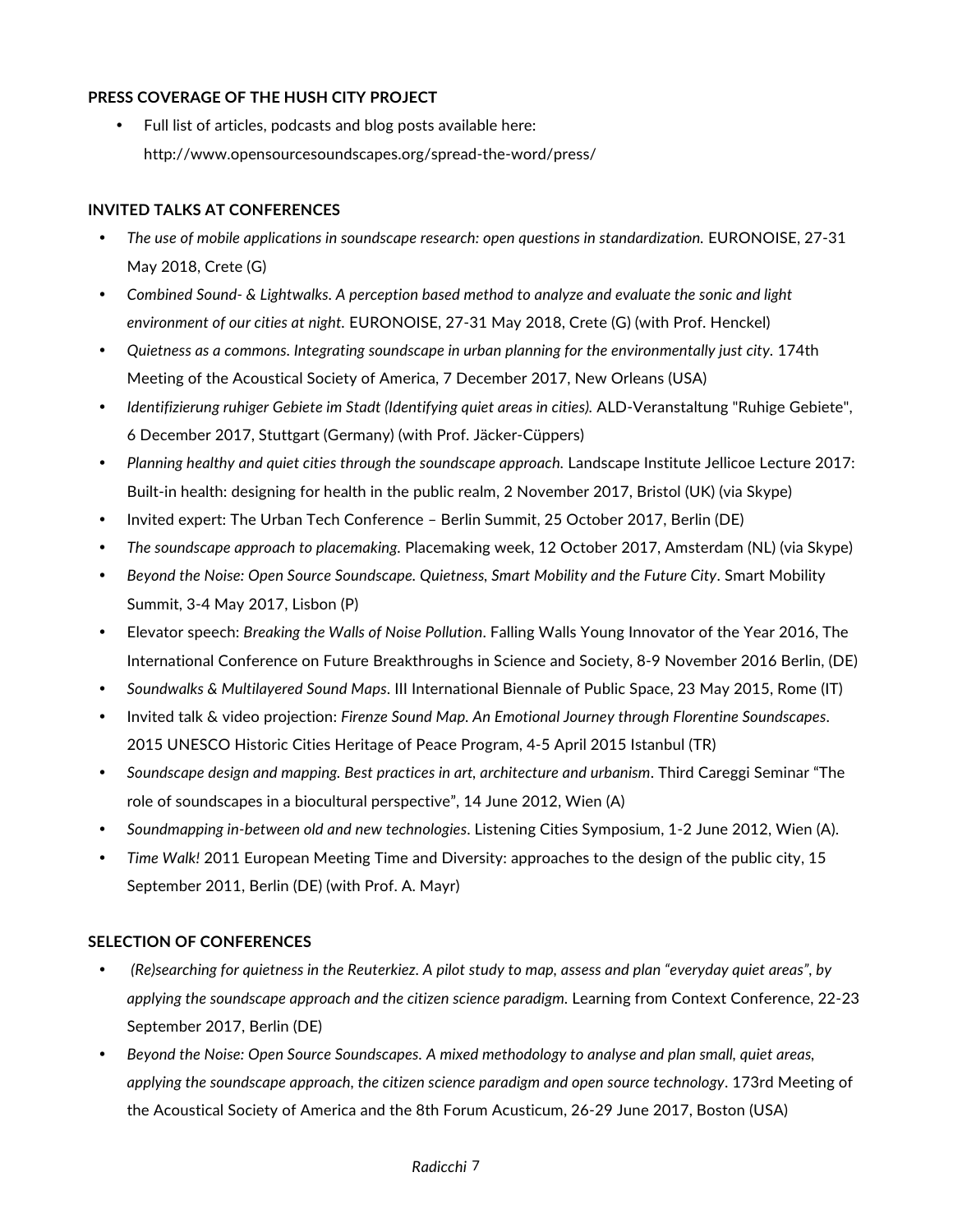**PRESS COVERAGE OF THE HUSH CITY PROJECT**

- Full list of articles, podcasts and blog posts available here: http://www.opensourcesoundscapes.org/spread-the-word/press/

**INVITED TALKS AT CONFERENCES**

- *The use of mobile applications in soundscape research: open questions in standardization.* EURONOISE, 27-31 May 2018, Crete (G)
- *Combined Sound- & Lightwalks. A perception based method to analyze and evaluate the sonic and light environment of our cities at night.* EURONOISE, 27-31 May 2018, Crete (G) (with Prof. Henckel)
- *Quietness as a commons. Integrating soundscape in urban planning for the environmentally just city.* 174th Meeting of the Acoustical Society of America, 7 December 2017, New Orleans (USA)
- *Identifizierung ruhiger Gebiete im Stadt (Identifying quiet areas in cities).* ALD-Veranstaltung "Ruhige Gebiete", 6 December 2017, Stuttgart (Germany) (with Prof. Jäcker-Cüppers)
- *Planning healthy and quiet cities through the soundscape approach.* Landscape Institute Jellicoe Lecture 2017: Built-in health: designing for health in the public realm, 2 November 2017, Bristol (UK) (via Skype)
- Invited expert: The Urban Tech Conference – Berlin Summit, 25 October 2017, Berlin (DE)
- *The soundscape approach to placemaking.* Placemaking week, 12 October 2017, Amsterdam (NL) (via Skype)
- *Beyond the Noise: Open Source Soundscape. Quietness, Smart Mobility and the Future City*. Smart Mobility Summit, 3-4 May 2017, Lisbon (P)
- Elevator speech: *Breaking the Walls of Noise Pollution*. Falling Walls Young Innovator of the Year 2016, The International Conference on Future Breakthroughs in Science and Society, 8-9 November 2016 Berlin, (DE)
- *Soundwalks & Multilayered Sound Maps*. III International Biennale of Public Space, 23 May 2015, Rome (IT)
- Invited talk & video projection: *Firenze Sound Map. An Emotional Journey through Florentine Soundscapes*. 2015 UNESCO Historic Cities Heritage of Peace Program, 4-5 April 2015 Istanbul (TR)
- *Soundscape design and mapping. Best practices in art, architecture and urbanism*. Third Careggi Seminar "The role of soundscapes in a biocultural perspective", 14 June 2012, Wien (A)
- *Soundmapping in-between old and new technologies*. Listening Cities Symposium, 1-2 June 2012, Wien (A).
- *Time Walk!* 2011 European Meeting Time and Diversity: approaches to the design of the public city, 15 September 2011, Berlin (DE) (with Prof. A. Mayr)

**SELECTION OF CONFERENCES**

- *(Re)searching for quietness in the Reuterkiez. A pilot study to map, assess and plan "everyday quiet areas", by applying the soundscape approach and the citizen science paradigm.* Learning from Context Conference, 22-23 September 2017, Berlin (DE)
- *Beyond the Noise: Open Source Soundscapes. A mixed methodology to analyse and plan small, quiet areas, applying the soundscape approach, the citizen science paradigm and open source technology*. 173rd Meeting of the Acoustical Society of America and the 8th Forum Acusticum, 26-29 June 2017, Boston (USA)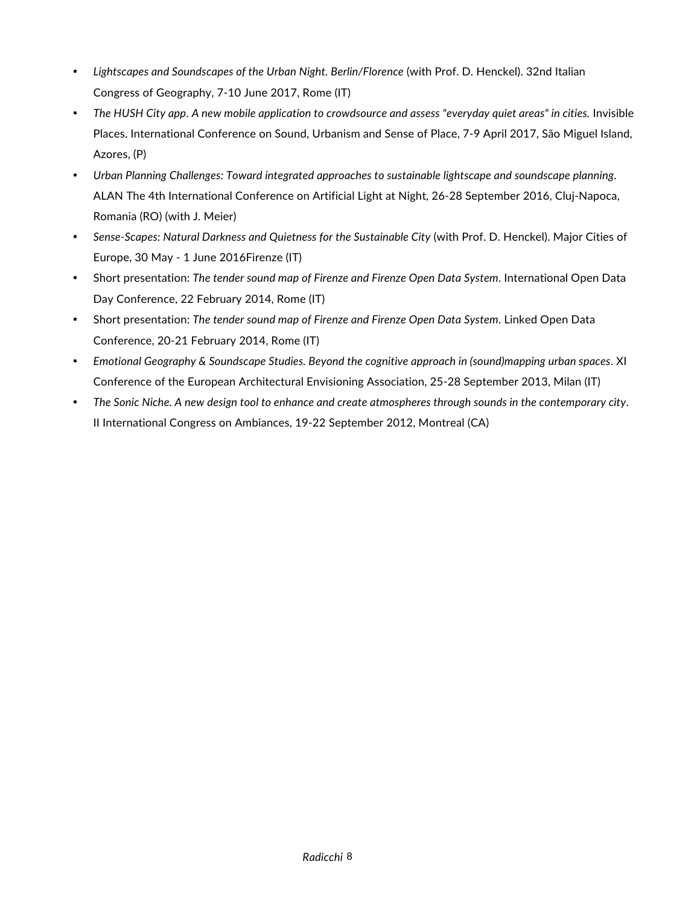- *Lightscapes and Soundscapes of the Urban Night. Berlin/Florence* (with Prof. D. Henckel). 32nd Italian Congress of Geography, 7-10 June 2017, Rome (IT)
- *The HUSH City app. A new mobile application to crowdsource and assess "everyday quiet areas" in cities.* Invisible Places. International Conference on Sound, Urbanism and Sense of Place, 7-9 April 2017, São Miguel Island, Azores, (P)
- *Urban Planning Challenges: Toward integrated approaches to sustainable lightscape and soundscape planning*. ALAN The 4th International Conference on Artificial Light at Night, 26-28 September 2016, Cluj-Napoca, Romania (RO) (with J. Meier)
- *Sense-Scapes: Natural Darkness and Quietness for the Sustainable City* (with Prof. D. Henckel). Major Cities of Europe, 30 May - 1 June 2016Firenze (IT)
- Short presentation: *The tender sound map of Firenze and Firenze Open Data System*. International Open Data Day Conference, 22 February 2014, Rome (IT)
- Short presentation: *The tender sound map of Firenze and Firenze Open Data System*. Linked Open Data Conference, 20-21 February 2014, Rome (IT)
- *Emotional Geography & Soundscape Studies. Beyond the cognitive approach in (sound)mapping urban spaces*. XI Conference of the European Architectural Envisioning Association, 25-28 September 2013, Milan (IT)
- *The Sonic Niche. A new design tool to enhance and create atmospheres through sounds in the contemporary city*. II International Congress on Ambiances, 19-22 September 2012, Montreal (CA)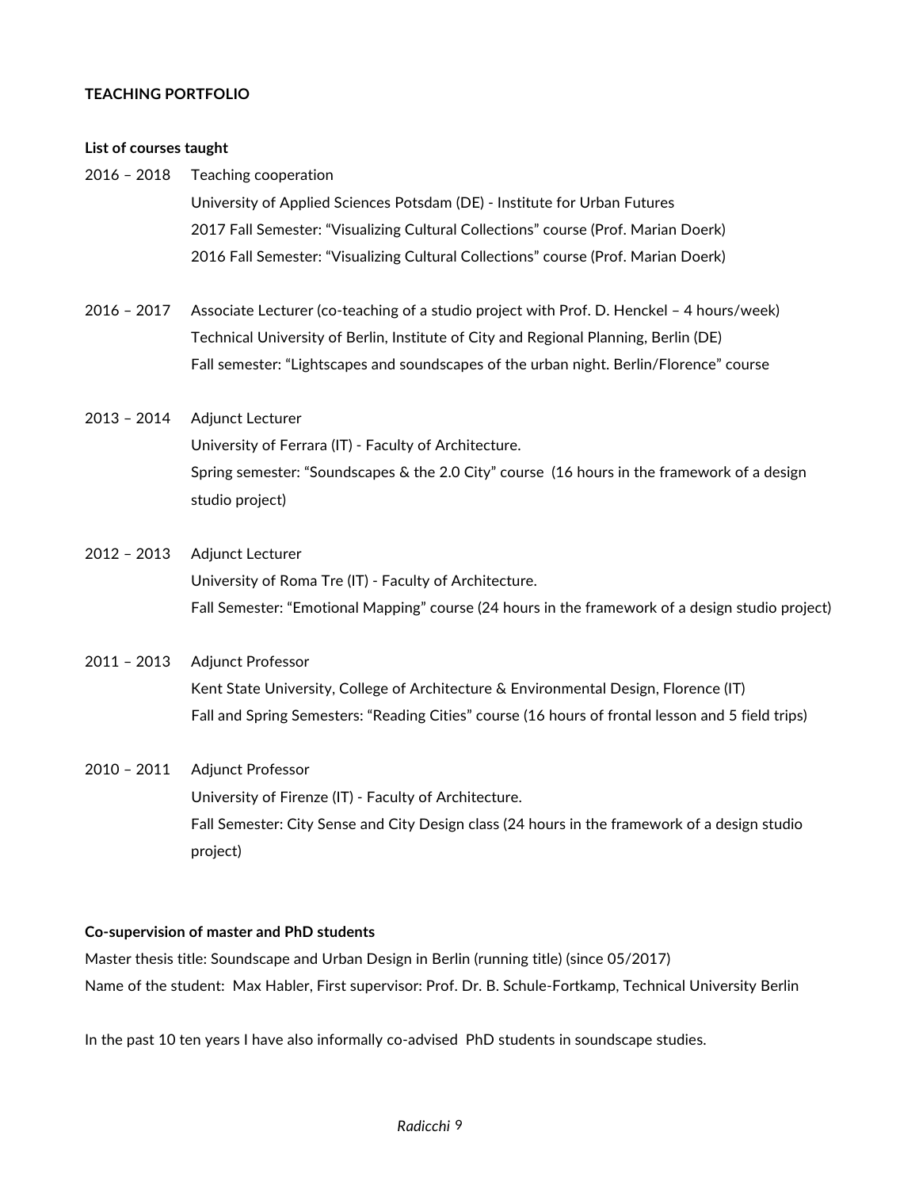**TEACHING PORTFOLIO**

**List of courses taught**

2016 – 2018 Teaching cooperation
University of Applied Sciences Potsdam (DE) - Institute for Urban Futures
2017 Fall Semester: "Visualizing Cultural Collections" course (Prof. Marian Doerk)
2016 Fall Semester: "Visualizing Cultural Collections" course (Prof. Marian Doerk)

2016 – 2017 Associate Lecturer (co-teaching of a studio project with Prof. D. Henckel – 4 hours/week)
Technical University of Berlin, Institute of City and Regional Planning, Berlin (DE)
Fall semester: "Lightscapes and soundscapes of the urban night. Berlin/Florence" course

2013 – 2014 Adjunct Lecturer
University of Ferrara (IT) - Faculty of Architecture.
Spring semester: "Soundscapes & the 2.0 City" course (16 hours in the framework of a design studio project)

2012 – 2013 Adjunct Lecturer
University of Roma Tre (IT) - Faculty of Architecture.
Fall Semester: "Emotional Mapping" course (24 hours in the framework of a design studio project)

2011 – 2013 Adjunct Professor
Kent State University, College of Architecture & Environmental Design, Florence (IT)
Fall and Spring Semesters: "Reading Cities" course (16 hours of frontal lesson and 5 field trips)

2010 – 2011 Adjunct Professor
University of Firenze (IT) - Faculty of Architecture.
Fall Semester: City Sense and City Design class (24 hours in the framework of a design studio project)

**Co-supervision of master and PhD students**

Master thesis title: Soundscape and Urban Design in Berlin (running title) (since 05/2017)
Name of the student: Max Habler, First supervisor: Prof. Dr. B. Schule-Fortkamp, Technical University Berlin

In the past 10 ten years I have also informally co-advised PhD students in soundscape studies.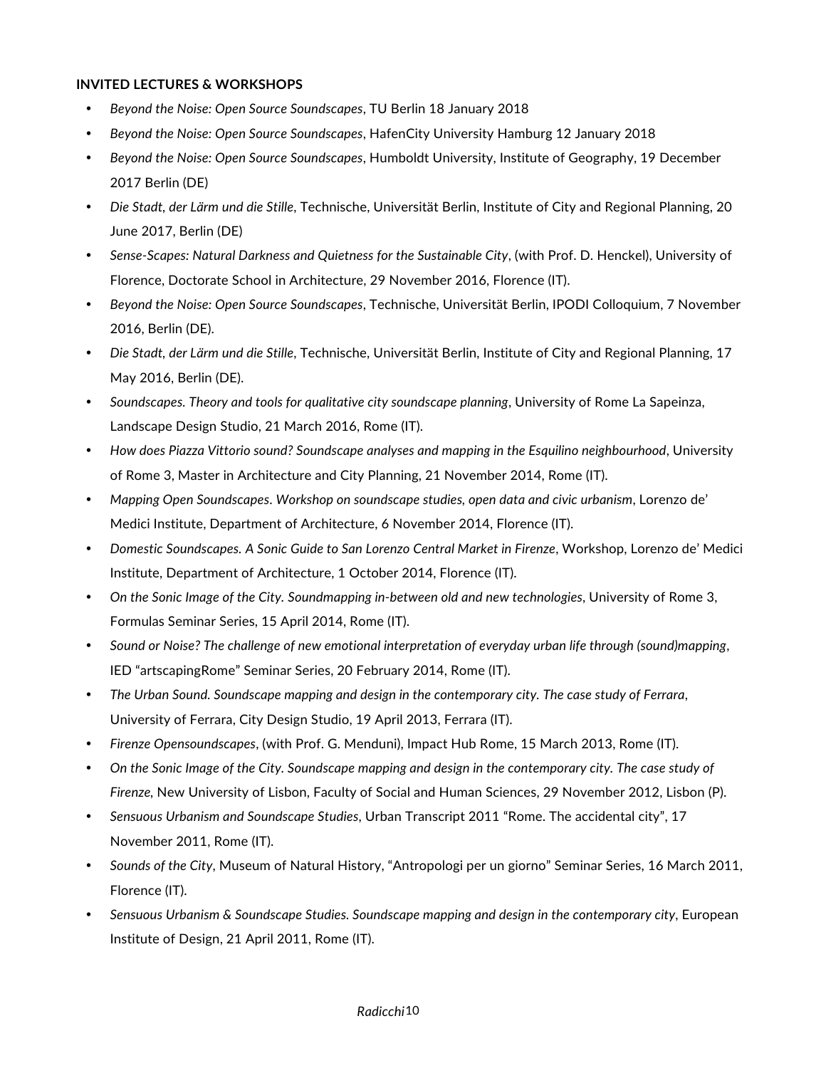**INVITED LECTURES & WORKSHOPS**

- *Beyond the Noise: Open Source Soundscapes*, TU Berlin 18 January 2018
- *Beyond the Noise: Open Source Soundscapes*, HafenCity University Hamburg 12 January 2018
- *Beyond the Noise: Open Source Soundscapes*, Humboldt University, Institute of Geography, 19 December 2017 Berlin (DE)
- *Die Stadt, der Lärm und die Stille*, Technische, Universität Berlin, Institute of City and Regional Planning, 20 June 2017, Berlin (DE)
- *Sense-Scapes: Natural Darkness and Quietness for the Sustainable City*, (with Prof. D. Henckel), University of Florence, Doctorate School in Architecture, 29 November 2016, Florence (IT).
- *Beyond the Noise: Open Source Soundscapes*, Technische, Universität Berlin, IPODI Colloquium, 7 November 2016, Berlin (DE).
- *Die Stadt, der Lärm und die Stille*, Technische, Universität Berlin, Institute of City and Regional Planning, 17 May 2016, Berlin (DE).
- *Soundscapes. Theory and tools for qualitative city soundscape planning*, University of Rome La Sapeinza, Landscape Design Studio, 21 March 2016, Rome (IT).
- *How does Piazza Vittorio sound? Soundscape analyses and mapping in the Esquilino neighbourhood*, University of Rome 3, Master in Architecture and City Planning, 21 November 2014, Rome (IT).
- *Mapping Open Soundscapes. Workshop on soundscape studies, open data and civic urbanism*, Lorenzo de' Medici Institute, Department of Architecture, 6 November 2014, Florence (IT).
- *Domestic Soundscapes. A Sonic Guide to San Lorenzo Central Market in Firenze*, Workshop, Lorenzo de' Medici Institute, Department of Architecture, 1 October 2014, Florence (IT).
- *On the Sonic Image of the City. Soundmapping in-between old and new technologies*, University of Rome 3, Formulas Seminar Series, 15 April 2014, Rome (IT).
- *Sound or Noise? The challenge of new emotional interpretation of everyday urban life through (sound)mapping*, IED "artscapingRome" Seminar Series, 20 February 2014, Rome (IT).
- *The Urban Sound. Soundscape mapping and design in the contemporary city. The case study of Ferrara*, University of Ferrara, City Design Studio, 19 April 2013, Ferrara (IT).
- *Firenze Opensoundscapes*, (with Prof. G. Menduni), Impact Hub Rome, 15 March 2013, Rome (IT).
- *On the Sonic Image of the City. Soundscape mapping and design in the contemporary city. The case study of Firenze*, New University of Lisbon, Faculty of Social and Human Sciences, 29 November 2012, Lisbon (P).
- *Sensuous Urbanism and Soundscape Studies*, Urban Transcript 2011 "Rome. The accidental city", 17 November 2011, Rome (IT).
- *Sounds of the City*, Museum of Natural History, "Antropologi per un giorno" Seminar Series, 16 March 2011, Florence (IT).
- *Sensuous Urbanism & Soundscape Studies. Soundscape mapping and design in the contemporary city*, European Institute of Design, 21 April 2011, Rome (IT).